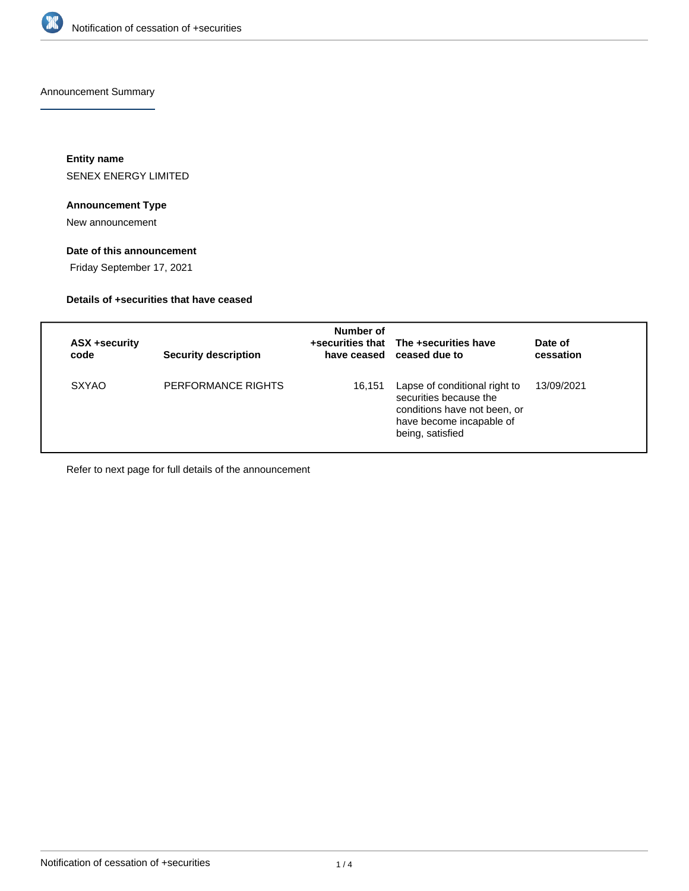Announcement Summary

**Entity name**

SENEX ENERGY LIMITED

**Announcement Type**

New announcement

**Date of this announcement**

Friday September 17, 2021

**Details of +securities that have ceased**

| ASX +security code | Security description | Number of +securities that have ceased | The +securities have ceased due to | Date of cessation |
|---|---|---|---|---|
| SXYAO | PERFORMANCE RIGHTS | 16,151 | Lapse of conditional right to securities because the conditions have not been, or have become incapable of being, satisfied | 13/09/2021 |

Refer to next page for full details of the announcement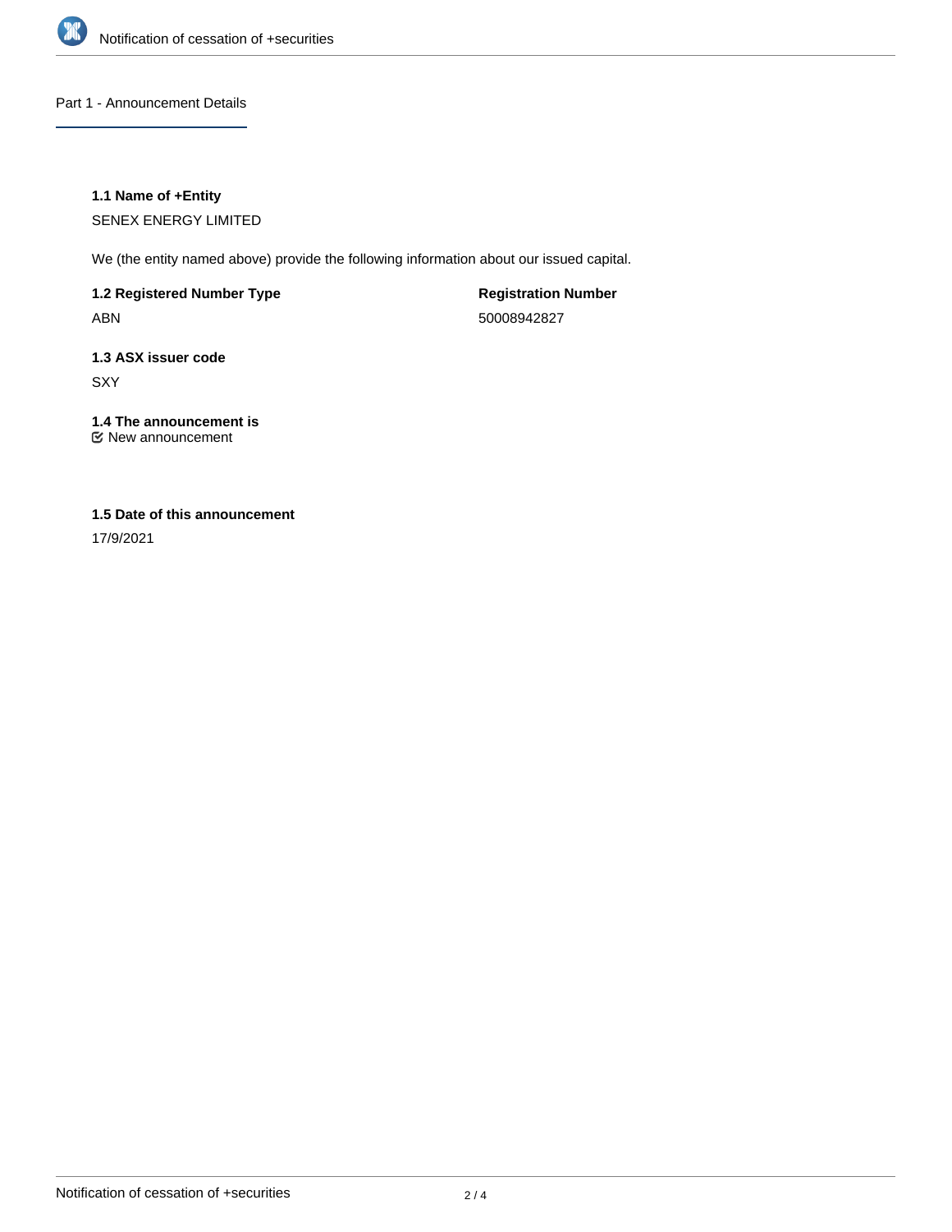Part 1 - Announcement Details

**1.1 Name of +Entity**

SENEX ENERGY LIMITED

We (the entity named above) provide the following information about our issued capital.

**1.2 Registered Number Type**

ABN

**Registration Number**

50008942827

**1.3 ASX issuer code**

SXY

**1.4 The announcement is**

☑ New announcement

**1.5 Date of this announcement**

17/9/2021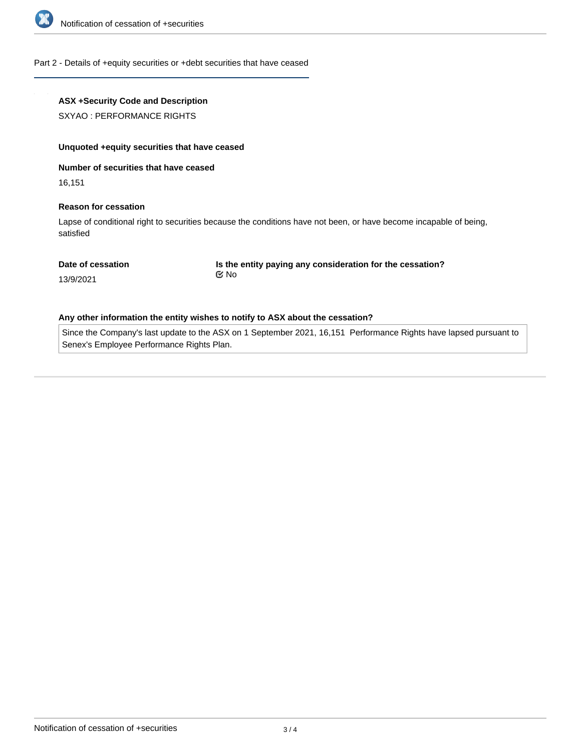## Part 2 - Details of +equity securities or +debt securities that have ceased

**ASX +Security Code and Description**

SXYAO : PERFORMANCE RIGHTS

**Unquoted +equity securities that have ceased**

**Number of securities that have ceased**

16,151

**Reason for cessation**

Lapse of conditional right to securities because the conditions have not been, or have become incapable of being, satisfied

**Date of cessation**

13/9/2021

**Is the entity paying any consideration for the cessation?**

No

**Any other information the entity wishes to notify to ASX about the cessation?**

Since the Company's last update to the ASX on 1 September 2021, 16,151 Performance Rights have lapsed pursuant to Senex's Employee Performance Rights Plan.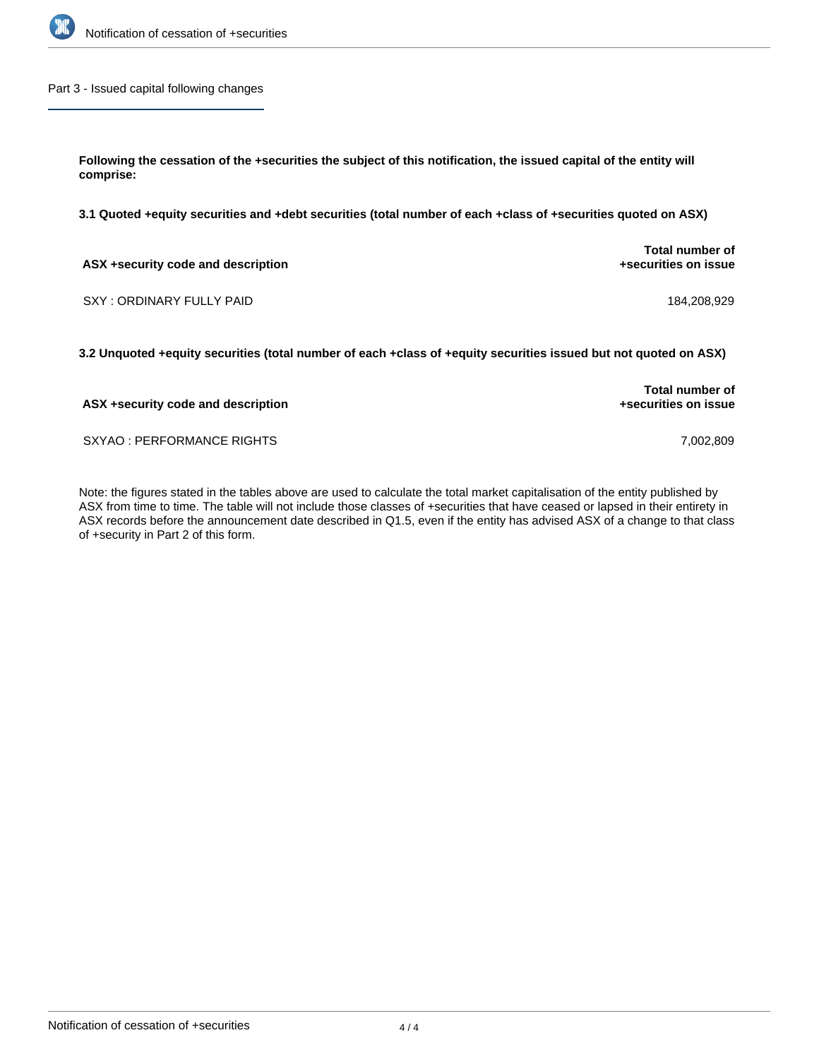## Part 3 - Issued capital following changes

**Following the cessation of the +securities the subject of this notification, the issued capital of the entity will comprise:**

**3.1 Quoted +equity securities and +debt securities (total number of each +class of +securities quoted on ASX)**

| ASX +security code and description | Total number of +securities on issue |
|---|---|
| SXY : ORDINARY FULLY PAID | 184,208,929 |

**3.2 Unquoted +equity securities (total number of each +class of +equity securities issued but not quoted on ASX)**

| ASX +security code and description | Total number of +securities on issue |
|---|---|
| SXYAO : PERFORMANCE RIGHTS | 7,002,809 |

Note: the figures stated in the tables above are used to calculate the total market capitalisation of the entity published by ASX from time to time. The table will not include those classes of +securities that have ceased or lapsed in their entirety in ASX records before the announcement date described in Q1.5, even if the entity has advised ASX of a change to that class of +security in Part 2 of this form.